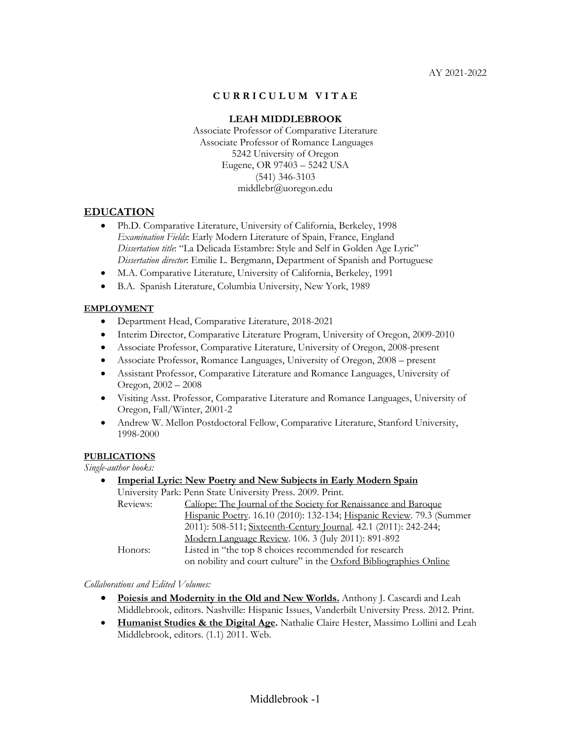AY 2021-2022

# C U R R I C U L U M   V I T A E

**LEAH MIDDLEBROOK**

Associate Professor of Comparative Literature
Associate Professor of Romance Languages
5242 University of Oregon
Eugene, OR 97403 – 5242 USA
(541) 346-3103
middlebr@uoregon.edu

## EDUCATION

- Ph.D. Comparative Literature, University of California, Berkeley, 1998
  *Examination Fields*: Early Modern Literature of Spain, France, England
  *Dissertation title*: "La Delicada Estambre: Style and Self in Golden Age Lyric"
  *Dissertation director*: Emilie L. Bergmann, Department of Spanish and Portuguese
- M.A. Comparative Literature, University of California, Berkeley, 1991
- B.A. Spanish Literature, Columbia University, New York, 1989

### EMPLOYMENT

- Department Head, Comparative Literature, 2018-2021
- Interim Director, Comparative Literature Program, University of Oregon, 2009-2010
- Associate Professor, Comparative Literature, University of Oregon, 2008-present
- Associate Professor, Romance Languages, University of Oregon, 2008 – present
- Assistant Professor, Comparative Literature and Romance Languages, University of Oregon, 2002 – 2008
- Visiting Asst. Professor, Comparative Literature and Romance Languages, University of Oregon, Fall/Winter, 2001-2
- Andrew W. Mellon Postdoctoral Fellow, Comparative Literature, Stanford University, 1998-2000

### PUBLICATIONS

*Single-author books:*

- **Imperial Lyric: New Poetry and New Subjects in Early Modern Spain**
  University Park: Penn State University Press. 2009. Print.
  Reviews: Calíope: The Journal of the Society for Renaissance and Baroque Hispanic Poetry. 16.10 (2010): 132-134; Hispanic Review. 79.3 (Summer 2011): 508-511; Sixteenth-Century Journal. 42.1 (2011): 242-244; Modern Language Review. 106. 3 (July 2011): 891-892
  Honors: Listed in "the top 8 choices recommended for research on nobility and court culture" in the Oxford Bibliographies Online

*Collaborations and Edited Volumes:*

- **Poiesis and Modernity in the Old and New Worlds.** Anthony J. Cascardi and Leah Middlebrook, editors. Nashville: Hispanic Issues, Vanderbilt University Press. 2012. Print.
- **Humanist Studies & the Digital Age.** Nathalie Claire Hester, Massimo Lollini and Leah Middlebrook, editors. (1.1) 2011. Web.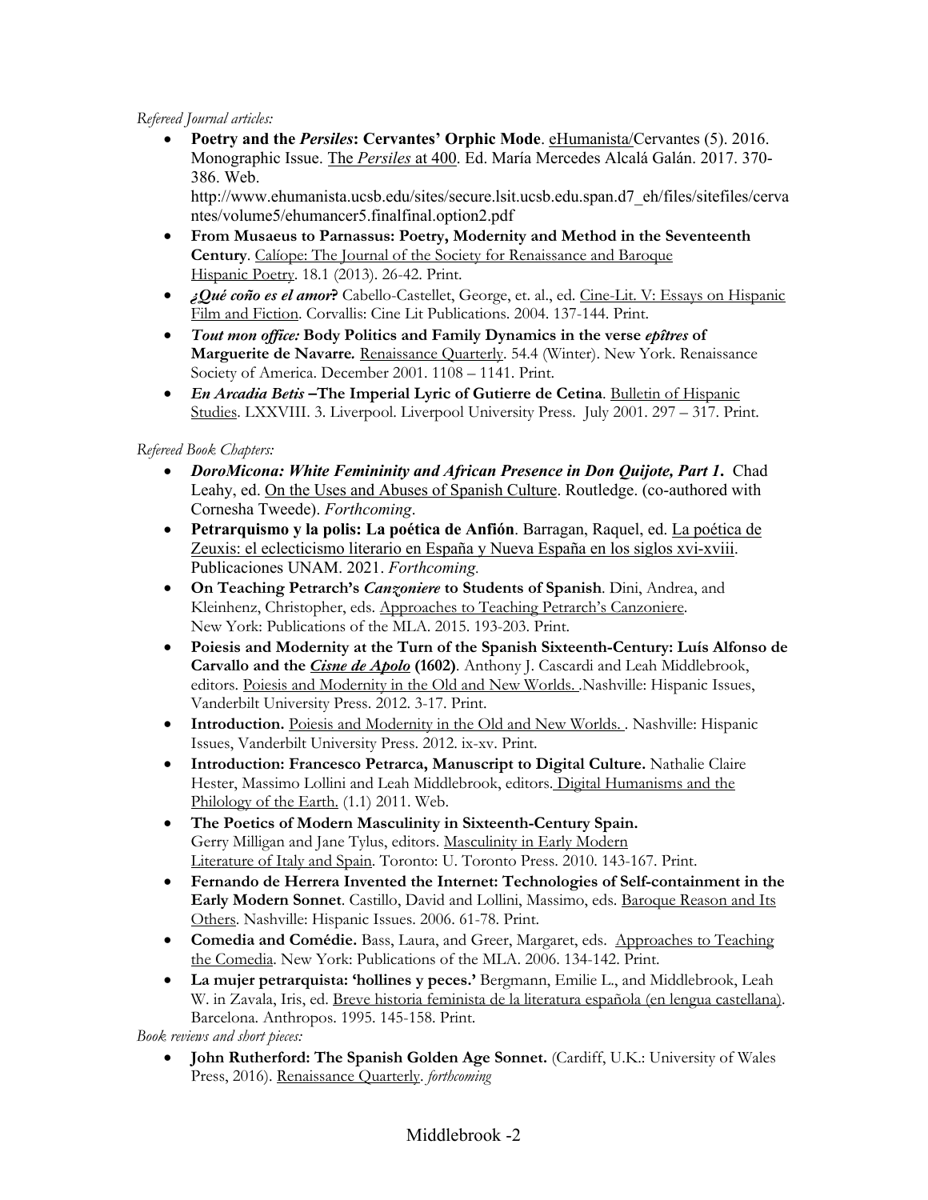*Refereed Journal articles:*

- **Poetry and the *Persiles*: Cervantes' Orphic Mode**. eHumanista/Cervantes (5). 2016. Monographic Issue. The *Persiles* at 400. Ed. María Mercedes Alcalá Galán. 2017. 370-386. Web. http://www.ehumanista.ucsb.edu/sites/secure.lsit.ucsb.edu.span.d7_eh/files/sitefiles/cervantes/volume5/ehumancer5.finalfinal.option2.pdf
- **From Musaeus to Parnassus: Poetry, Modernity and Method in the Seventeenth Century**. Calíope: The Journal of the Society for Renaissance and Baroque Hispanic Poetry. 18.1 (2013). 26-42. Print.
- ***¿Qué coño es el amor*?** Cabello-Castellet, George, et. al., ed. Cine-Lit. V: Essays on Hispanic Film and Fiction. Corvallis: Cine Lit Publications. 2004. 137-144. Print.
- ***Tout mon office:* Body Politics and Family Dynamics in the verse *epîtres* of Marguerite de Navarre.** Renaissance Quarterly. 54.4 (Winter). New York. Renaissance Society of America. December 2001. 1108 – 1141. Print.
- ***En Arcadia Betis* –The Imperial Lyric of Gutierre de Cetina**. Bulletin of Hispanic Studies. LXXVIII. 3. Liverpool. Liverpool University Press. July 2001. 297 – 317. Print.

*Refereed Book Chapters:*

- ***DoroMicona: White Femininity and African Presence in Don Quijote, Part 1.*** Chad Leahy, ed. On the Uses and Abuses of Spanish Culture. Routledge. (co-authored with Cornesha Tweede). *Forthcoming*.
- **Petrarquismo y la polis: La poética de Anfión**. Barragan, Raquel, ed. La poética de Zeuxis: el eclecticismo literario en España y Nueva España en los siglos xvi-xviii. Publicaciones UNAM. 2021. *Forthcoming.*
- **On Teaching Petrarch's *Canzoniere* to Students of Spanish**. Dini, Andrea, and Kleinhenz, Christopher, eds. Approaches to Teaching Petrarch's Canzoniere. New York: Publications of the MLA. 2015. 193-203. Print.
- **Poiesis and Modernity at the Turn of the Spanish Sixteenth-Century: Luís Alfonso de Carvallo and the *Cisne de Apolo* (1602)**. Anthony J. Cascardi and Leah Middlebrook, editors. Poiesis and Modernity in the Old and New Worlds. .Nashville: Hispanic Issues, Vanderbilt University Press. 2012. 3-17. Print.
- **Introduction.** Poiesis and Modernity in the Old and New Worlds. . Nashville: Hispanic Issues, Vanderbilt University Press. 2012. ix-xv. Print.
- **Introduction: Francesco Petrarca, Manuscript to Digital Culture.** Nathalie Claire Hester, Massimo Lollini and Leah Middlebrook, editors. Digital Humanisms and the Philology of the Earth. (1.1) 2011. Web.
- **The Poetics of Modern Masculinity in Sixteenth-Century Spain.** Gerry Milligan and Jane Tylus, editors. Masculinity in Early Modern Literature of Italy and Spain. Toronto: U. Toronto Press. 2010. 143-167. Print.
- **Fernando de Herrera Invented the Internet: Technologies of Self-containment in the Early Modern Sonnet**. Castillo, David and Lollini, Massimo, eds. Baroque Reason and Its Others. Nashville: Hispanic Issues. 2006. 61-78. Print.
- **Comedia and Comédie.** Bass, Laura, and Greer, Margaret, eds. Approaches to Teaching the Comedia. New York: Publications of the MLA. 2006. 134-142. Print.
- **La mujer petrarquista: 'hollines y peces.'** Bergmann, Emilie L., and Middlebrook, Leah W. in Zavala, Iris, ed. Breve historia feminista de la literatura española (en lengua castellana). Barcelona. Anthropos. 1995. 145-158. Print.

*Book reviews and short pieces:*

- **John Rutherford: The Spanish Golden Age Sonnet.** (Cardiff, U.K.: University of Wales Press, 2016). Renaissance Quarterly. *forthcoming*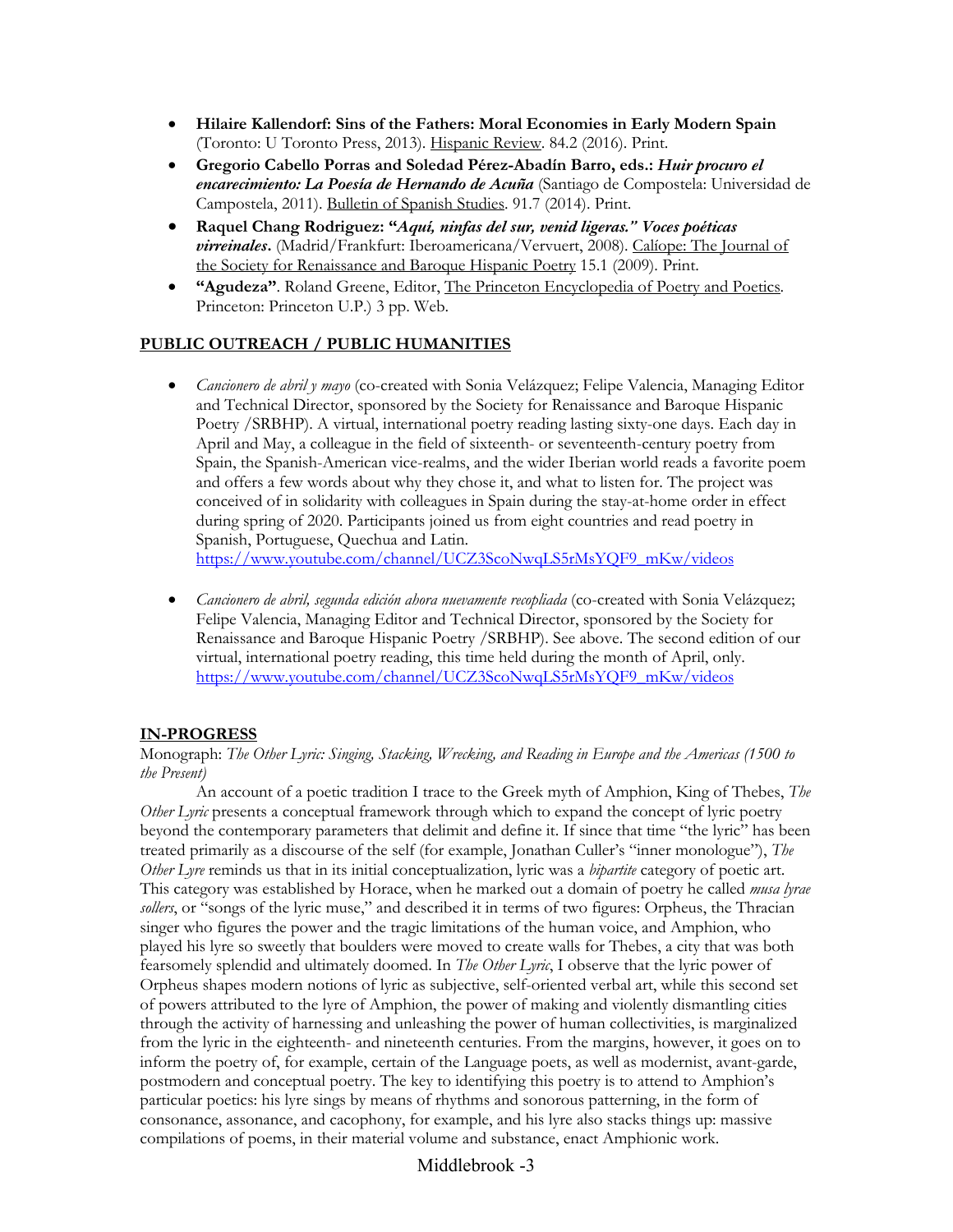- **Hilaire Kallendorf: Sins of the Fathers: Moral Economies in Early Modern Spain** (Toronto: U Toronto Press, 2013). Hispanic Review. 84.2 (2016). Print.
- **Gregorio Cabello Porras and Soledad Pérez-Abadín Barro, eds.: *Huir procuro el encarecimiento: La Poesía de Hernando de Acuña*** (Santiago de Compostela: Universidad de Campostela, 2011). Bulletin of Spanish Studies. 91.7 (2014). Print.
- **Raquel Chang Rodriguez: "*Aquí, ninfas del sur, venid ligeras." Voces poéticas virreinales*.** (Madrid/Frankfurt: Iberoamericana/Vervuert, 2008). Calíope: The Journal of the Society for Renaissance and Baroque Hispanic Poetry 15.1 (2009). Print.
- **"Agudeza"**. Roland Greene, Editor, The Princeton Encyclopedia of Poetry and Poetics. Princeton: Princeton U.P.) 3 pp. Web.

## PUBLIC OUTREACH / PUBLIC HUMANITIES

- *Cancionero de abril y mayo* (co-created with Sonia Velázquez; Felipe Valencia, Managing Editor and Technical Director, sponsored by the Society for Renaissance and Baroque Hispanic Poetry /SRBHP). A virtual, international poetry reading lasting sixty-one days. Each day in April and May, a colleague in the field of sixteenth- or seventeenth-century poetry from Spain, the Spanish-American vice-realms, and the wider Iberian world reads a favorite poem and offers a few words about why they chose it, and what to listen for. The project was conceived of in solidarity with colleagues in Spain during the stay-at-home order in effect during spring of 2020. Participants joined us from eight countries and read poetry in Spanish, Portuguese, Quechua and Latin.
  https://www.youtube.com/channel/UCZ3ScoNwqLS5rMsYQF9_mKw/videos

- *Cancionero de abril, segunda edición ahora nuevamente recopliada* (co-created with Sonia Velázquez; Felipe Valencia, Managing Editor and Technical Director, sponsored by the Society for Renaissance and Baroque Hispanic Poetry /SRBHP). See above. The second edition of our virtual, international poetry reading, this time held during the month of April, only.
  https://www.youtube.com/channel/UCZ3ScoNwqLS5rMsYQF9_mKw/videos

## IN-PROGRESS

Monograph: *The Other Lyric: Singing, Stacking, Wrecking, and Reading in Europe and the Americas (1500 to the Present)*

An account of a poetic tradition I trace to the Greek myth of Amphion, King of Thebes, *The Other Lyric* presents a conceptual framework through which to expand the concept of lyric poetry beyond the contemporary parameters that delimit and define it. If since that time "the lyric" has been treated primarily as a discourse of the self (for example, Jonathan Culler's "inner monologue"), *The Other Lyre* reminds us that in its initial conceptualization, lyric was a *bipartite* category of poetic art. This category was established by Horace, when he marked out a domain of poetry he called *musa lyrae sollers*, or "songs of the lyric muse," and described it in terms of two figures: Orpheus, the Thracian singer who figures the power and the tragic limitations of the human voice, and Amphion, who played his lyre so sweetly that boulders were moved to create walls for Thebes, a city that was both fearsomely splendid and ultimately doomed. In *The Other Lyric*, I observe that the lyric power of Orpheus shapes modern notions of lyric as subjective, self-oriented verbal art, while this second set of powers attributed to the lyre of Amphion, the power of making and violently dismantling cities through the activity of harnessing and unleashing the power of human collectivities, is marginalized from the lyric in the eighteenth- and nineteenth centuries. From the margins, however, it goes on to inform the poetry of, for example, certain of the Language poets, as well as modernist, avant-garde, postmodern and conceptual poetry. The key to identifying this poetry is to attend to Amphion's particular poetics: his lyre sings by means of rhythms and sonorous patterning, in the form of consonance, assonance, and cacophony, for example, and his lyre also stacks things up: massive compilations of poems, in their material volume and substance, enact Amphionic work.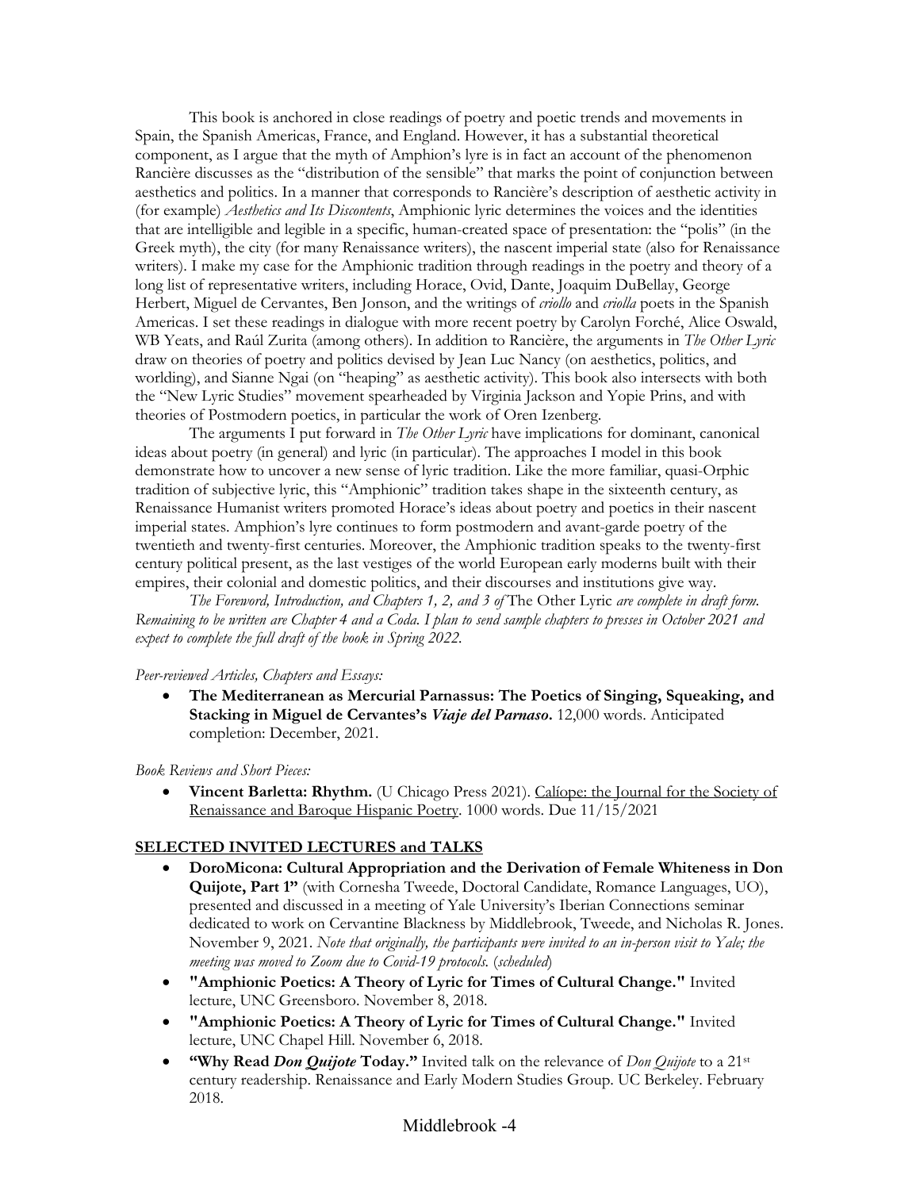This book is anchored in close readings of poetry and poetic trends and movements in Spain, the Spanish Americas, France, and England. However, it has a substantial theoretical component, as I argue that the myth of Amphion's lyre is in fact an account of the phenomenon Rancière discusses as the "distribution of the sensible" that marks the point of conjunction between aesthetics and politics. In a manner that corresponds to Rancière's description of aesthetic activity in (for example) *Aesthetics and Its Discontents*, Amphionic lyric determines the voices and the identities that are intelligible and legible in a specific, human-created space of presentation: the "polis" (in the Greek myth), the city (for many Renaissance writers), the nascent imperial state (also for Renaissance writers). I make my case for the Amphionic tradition through readings in the poetry and theory of a long list of representative writers, including Horace, Ovid, Dante, Joaquim DuBellay, George Herbert, Miguel de Cervantes, Ben Jonson, and the writings of *criollo* and *criolla* poets in the Spanish Americas. I set these readings in dialogue with more recent poetry by Carolyn Forché, Alice Oswald, WB Yeats, and Raúl Zurita (among others). In addition to Rancière, the arguments in *The Other Lyric* draw on theories of poetry and politics devised by Jean Luc Nancy (on aesthetics, politics, and worlding), and Sianne Ngai (on "heaping" as aesthetic activity). This book also intersects with both the "New Lyric Studies" movement spearheaded by Virginia Jackson and Yopie Prins, and with theories of Postmodern poetics, in particular the work of Oren Izenberg.

The arguments I put forward in *The Other Lyric* have implications for dominant, canonical ideas about poetry (in general) and lyric (in particular). The approaches I model in this book demonstrate how to uncover a new sense of lyric tradition. Like the more familiar, quasi-Orphic tradition of subjective lyric, this "Amphionic" tradition takes shape in the sixteenth century, as Renaissance Humanist writers promoted Horace's ideas about poetry and poetics in their nascent imperial states. Amphion's lyre continues to form postmodern and avant-garde poetry of the twentieth and twenty-first centuries. Moreover, the Amphionic tradition speaks to the twenty-first century political present, as the last vestiges of the world European early moderns built with their empires, their colonial and domestic politics, and their discourses and institutions give way.

*The Foreword, Introduction, and Chapters 1, 2, and 3 of* The Other Lyric *are complete in draft form. Remaining to be written are Chapter 4 and a Coda. I plan to send sample chapters to presses in October 2021 and expect to complete the full draft of the book in Spring 2022.*

*Peer-reviewed Articles, Chapters and Essays:*

- **The Mediterranean as Mercurial Parnassus: The Poetics of Singing, Squeaking, and Stacking in Miguel de Cervantes's *Viaje del Parnaso*.** 12,000 words. Anticipated completion: December, 2021.

*Book Reviews and Short Pieces:*

- **Vincent Barletta: Rhythm.** (U Chicago Press 2021). Calíope: the Journal for the Society of Renaissance and Baroque Hispanic Poetry. 1000 words. Due 11/15/2021

## SELECTED INVITED LECTURES and TALKS

- **DoroMicona: Cultural Appropriation and the Derivation of Female Whiteness in Don Quijote, Part 1"** (with Cornesha Tweede, Doctoral Candidate, Romance Languages, UO), presented and discussed in a meeting of Yale University's Iberian Connections seminar dedicated to work on Cervantine Blackness by Middlebrook, Tweede, and Nicholas R. Jones. November 9, 2021. *Note that originally, the participants were invited to an in-person visit to Yale; the meeting was moved to Zoom due to Covid-19 protocols.* (*scheduled*)
- **"Amphionic Poetics: A Theory of Lyric for Times of Cultural Change."** Invited lecture, UNC Greensboro. November 8, 2018.
- **"Amphionic Poetics: A Theory of Lyric for Times of Cultural Change."** Invited lecture, UNC Chapel Hill. November 6, 2018.
- **"Why Read *Don Quijote* Today."** Invited talk on the relevance of *Don Quijote* to a 21st century readership. Renaissance and Early Modern Studies Group. UC Berkeley. February 2018.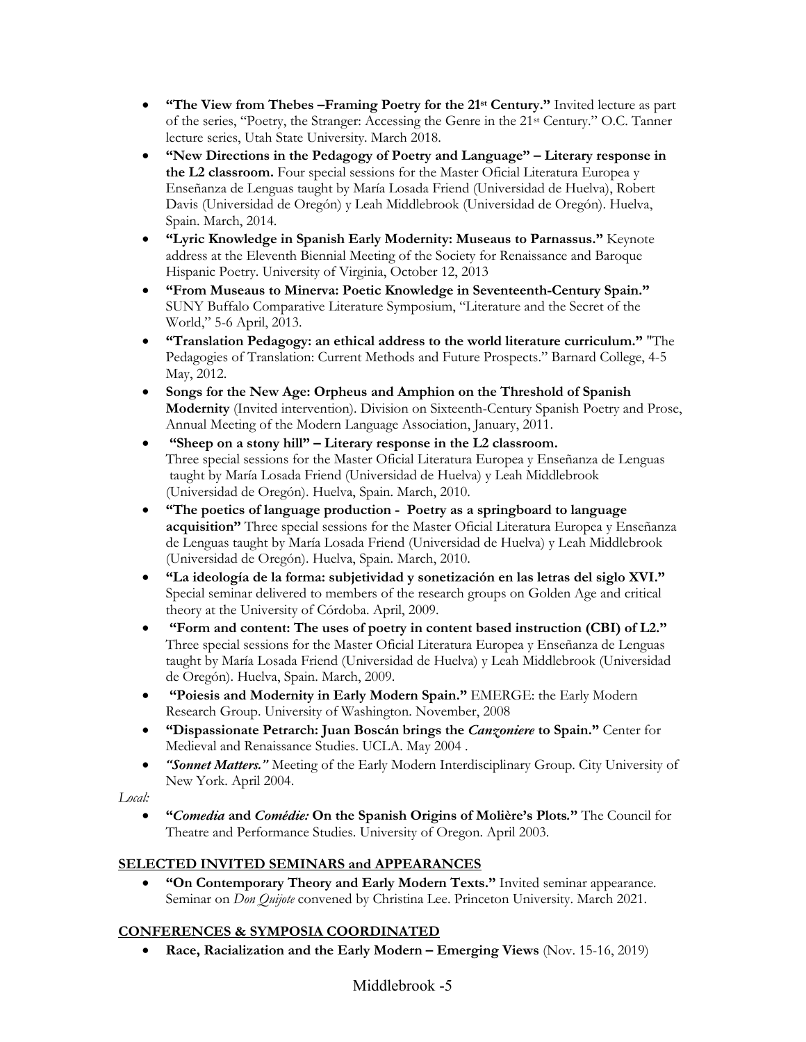- **"The View from Thebes –Framing Poetry for the 21st Century."** Invited lecture as part of the series, "Poetry, the Stranger: Accessing the Genre in the 21st Century." O.C. Tanner lecture series, Utah State University. March 2018.
- **"New Directions in the Pedagogy of Poetry and Language" – Literary response in the L2 classroom.** Four special sessions for the Master Oficial Literatura Europea y Enseñanza de Lenguas taught by María Losada Friend (Universidad de Huelva), Robert Davis (Universidad de Oregón) y Leah Middlebrook (Universidad de Oregón). Huelva, Spain. March, 2014.
- **"Lyric Knowledge in Spanish Early Modernity: Museaus to Parnassus."** Keynote address at the Eleventh Biennial Meeting of the Society for Renaissance and Baroque Hispanic Poetry. University of Virginia, October 12, 2013
- **"From Museaus to Minerva: Poetic Knowledge in Seventeenth-Century Spain."** SUNY Buffalo Comparative Literature Symposium, "Literature and the Secret of the World," 5-6 April, 2013.
- **"Translation Pedagogy: an ethical address to the world literature curriculum."** "The Pedagogies of Translation: Current Methods and Future Prospects." Barnard College, 4-5 May, 2012.
- **Songs for the New Age: Orpheus and Amphion on the Threshold of Spanish Modernity** (Invited intervention). Division on Sixteenth-Century Spanish Poetry and Prose, Annual Meeting of the Modern Language Association, January, 2011.
- **"Sheep on a stony hill" – Literary response in the L2 classroom.** Three special sessions for the Master Oficial Literatura Europea y Enseñanza de Lenguas taught by María Losada Friend (Universidad de Huelva) y Leah Middlebrook (Universidad de Oregón). Huelva, Spain. March, 2010.
- **"The poetics of language production - Poetry as a springboard to language acquisition"** Three special sessions for the Master Oficial Literatura Europea y Enseñanza de Lenguas taught by María Losada Friend (Universidad de Huelva) y Leah Middlebrook (Universidad de Oregón). Huelva, Spain. March, 2010.
- **"La ideología de la forma: subjetividad y sonetización en las letras del siglo XVI."** Special seminar delivered to members of the research groups on Golden Age and critical theory at the University of Córdoba. April, 2009.
- **"Form and content: The uses of poetry in content based instruction (CBI) of L2."** Three special sessions for the Master Oficial Literatura Europea y Enseñanza de Lenguas taught by María Losada Friend (Universidad de Huelva) y Leah Middlebrook (Universidad de Oregón). Huelva, Spain. March, 2009.
- **"Poiesis and Modernity in Early Modern Spain."** EMERGE: the Early Modern Research Group. University of Washington. November, 2008
- **"Dispassionate Petrarch: Juan Boscán brings the *Canzoniere* to Spain."** Center for Medieval and Renaissance Studies. UCLA. May 2004 .
- ***"Sonnet Matters."*** Meeting of the Early Modern Interdisciplinary Group. City University of New York. April 2004.

*Local:*

- **"*Comedia* and *Comédie:* On the Spanish Origins of Molière's Plots."** The Council for Theatre and Performance Studies. University of Oregon. April 2003.

## SELECTED INVITED SEMINARS and APPEARANCES

- **"On Contemporary Theory and Early Modern Texts."** Invited seminar appearance. Seminar on *Don Quijote* convened by Christina Lee. Princeton University. March 2021.

## CONFERENCES & SYMPOSIA COORDINATED

- **Race, Racialization and the Early Modern – Emerging Views** (Nov. 15-16, 2019)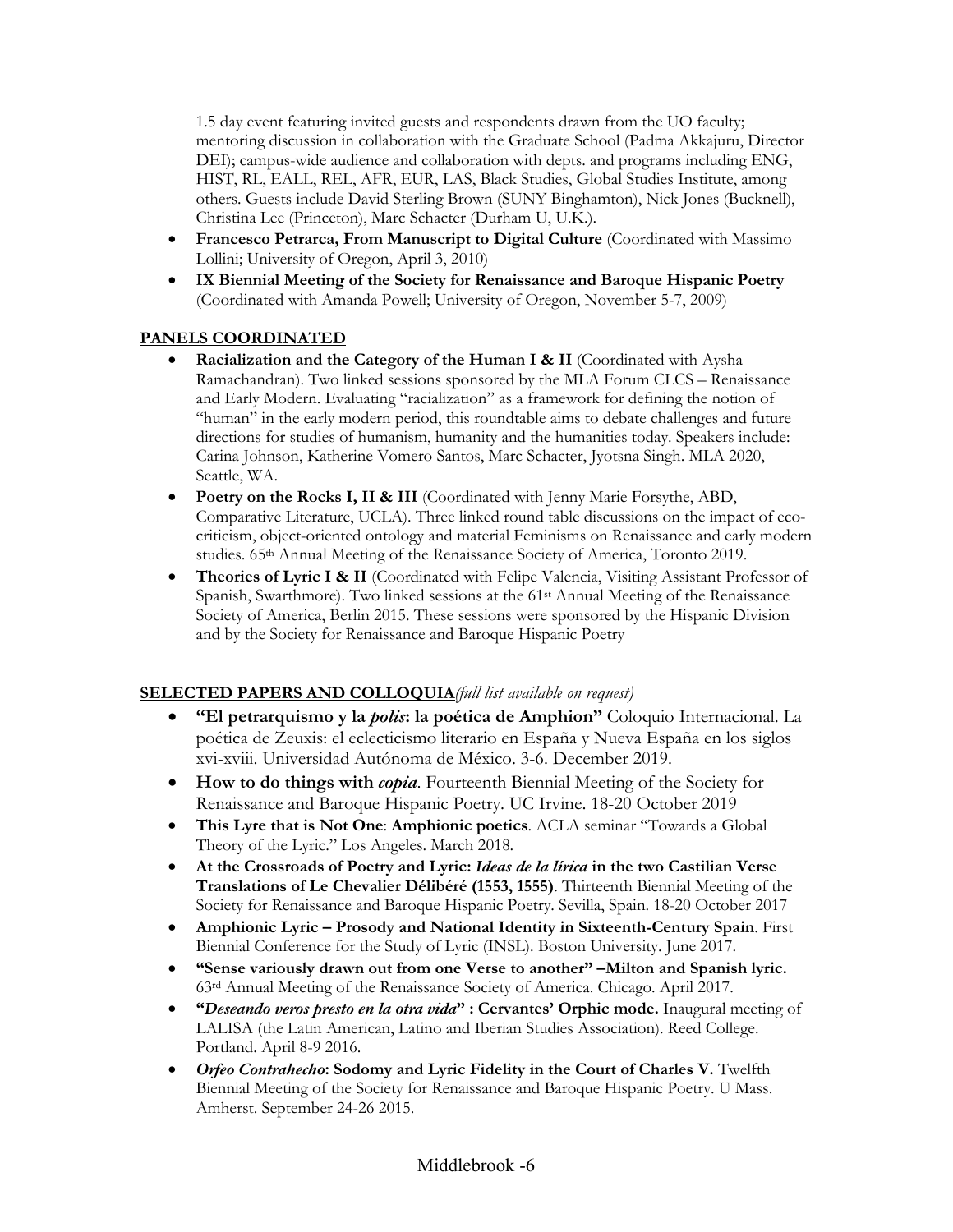1.5 day event featuring invited guests and respondents drawn from the UO faculty; mentoring discussion in collaboration with the Graduate School (Padma Akkajuru, Director DEI); campus-wide audience and collaboration with depts. and programs including ENG, HIST, RL, EALL, REL, AFR, EUR, LAS, Black Studies, Global Studies Institute, among others. Guests include David Sterling Brown (SUNY Binghamton), Nick Jones (Bucknell), Christina Lee (Princeton), Marc Schacter (Durham U, U.K.).

- **Francesco Petrarca, From Manuscript to Digital Culture** (Coordinated with Massimo Lollini; University of Oregon, April 3, 2010)
- **IX Biennial Meeting of the Society for Renaissance and Baroque Hispanic Poetry** (Coordinated with Amanda Powell; University of Oregon, November 5-7, 2009)

## PANELS COORDINATED

- **Racialization and the Category of the Human I & II** (Coordinated with Aysha Ramachandran). Two linked sessions sponsored by the MLA Forum CLCS – Renaissance and Early Modern. Evaluating "racialization" as a framework for defining the notion of "human" in the early modern period, this roundtable aims to debate challenges and future directions for studies of humanism, humanity and the humanities today. Speakers include: Carina Johnson, Katherine Vomero Santos, Marc Schacter, Jyotsna Singh. MLA 2020, Seattle, WA.
- **Poetry on the Rocks I, II & III** (Coordinated with Jenny Marie Forsythe, ABD, Comparative Literature, UCLA). Three linked round table discussions on the impact of eco-criticism, object-oriented ontology and material Feminisms on Renaissance and early modern studies. 65th Annual Meeting of the Renaissance Society of America, Toronto 2019.
- **Theories of Lyric I & II** (Coordinated with Felipe Valencia, Visiting Assistant Professor of Spanish, Swarthmore). Two linked sessions at the 61st Annual Meeting of the Renaissance Society of America, Berlin 2015. These sessions were sponsored by the Hispanic Division and by the Society for Renaissance and Baroque Hispanic Poetry

## SELECTED PAPERS AND COLLOQUIA *(full list available on request)*

- **"El petrarquismo y la *polis*: la poética de Amphion"** Coloquio Internacional. La poética de Zeuxis: el eclecticismo literario en España y Nueva España en los siglos xvi-xviii. Universidad Autónoma de México. 3-6. December 2019.
- **How to do things with *copia***. Fourteenth Biennial Meeting of the Society for Renaissance and Baroque Hispanic Poetry. UC Irvine. 18-20 October 2019
- **This Lyre that is Not One**: **Amphionic poetics**. ACLA seminar "Towards a Global Theory of the Lyric." Los Angeles. March 2018.
- **At the Crossroads of Poetry and Lyric: *Ideas de la lírica* in the two Castilian Verse Translations of Le Chevalier Délibéré (1553, 1555)**. Thirteenth Biennial Meeting of the Society for Renaissance and Baroque Hispanic Poetry. Sevilla, Spain. 18-20 October 2017
- **Amphionic Lyric – Prosody and National Identity in Sixteenth-Century Spain**. First Biennial Conference for the Study of Lyric (INSL). Boston University. June 2017.
- **"Sense variously drawn out from one Verse to another" –Milton and Spanish lyric.** 63rd Annual Meeting of the Renaissance Society of America. Chicago. April 2017.
- **"*Deseando veros presto en la otra vida*" : Cervantes' Orphic mode.** Inaugural meeting of LALISA (the Latin American, Latino and Iberian Studies Association). Reed College. Portland. April 8-9 2016.
- ***Orfeo Contrahecho*: Sodomy and Lyric Fidelity in the Court of Charles V.** Twelfth Biennial Meeting of the Society for Renaissance and Baroque Hispanic Poetry. U Mass. Amherst. September 24-26 2015.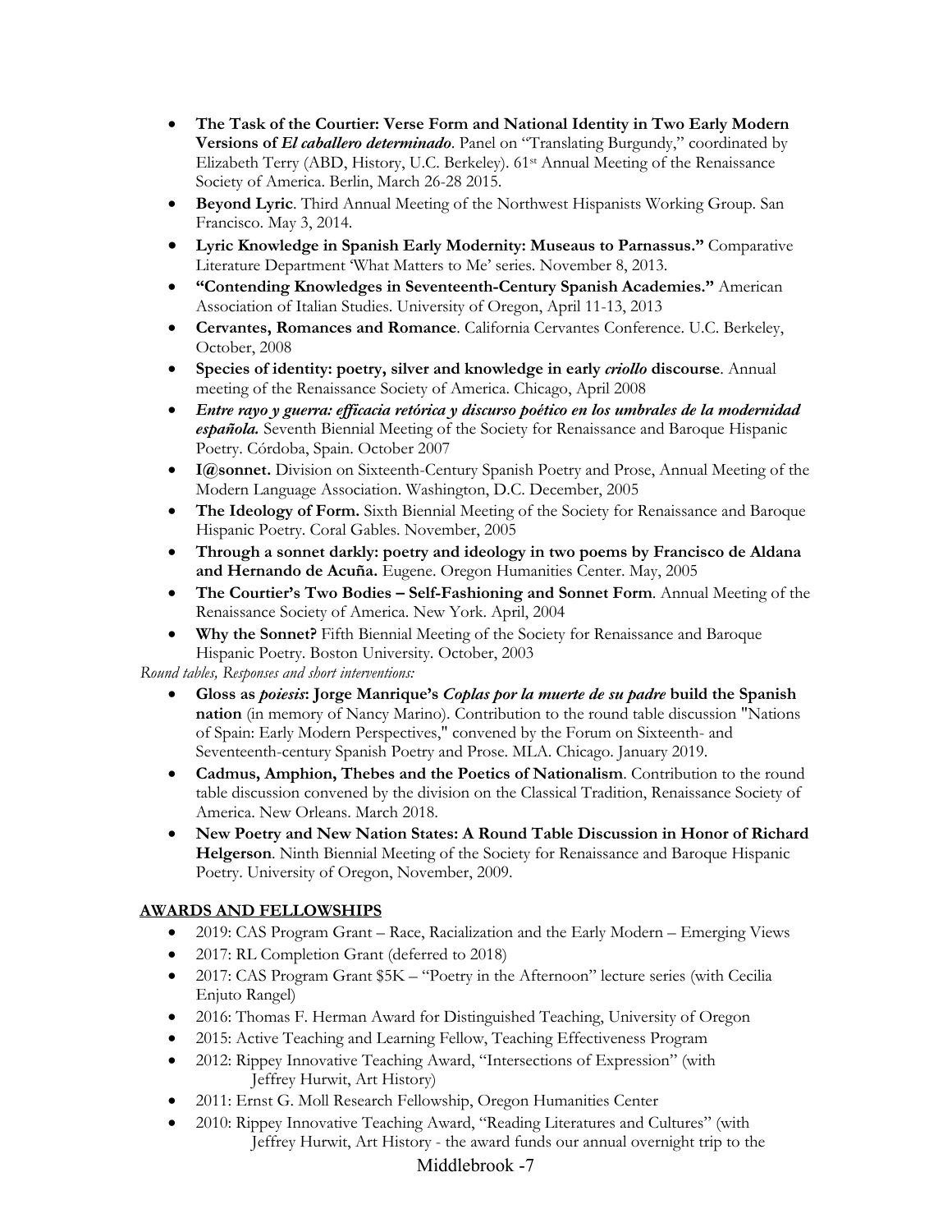- **The Task of the Courtier: Verse Form and National Identity in Two Early Modern Versions of *El caballero determinado***. Panel on "Translating Burgundy," coordinated by Elizabeth Terry (ABD, History, U.C. Berkeley). 61st Annual Meeting of the Renaissance Society of America. Berlin, March 26-28 2015.
- **Beyond Lyric**. Third Annual Meeting of the Northwest Hispanists Working Group. San Francisco. May 3, 2014.
- **Lyric Knowledge in Spanish Early Modernity: Museaus to Parnassus."** Comparative Literature Department 'What Matters to Me' series. November 8, 2013.
- **"Contending Knowledges in Seventeenth-Century Spanish Academies."** American Association of Italian Studies. University of Oregon, April 11-13, 2013
- **Cervantes, Romances and Romance**. California Cervantes Conference. U.C. Berkeley, October, 2008
- **Species of identity: poetry, silver and knowledge in early *criollo* discourse**. Annual meeting of the Renaissance Society of America. Chicago, April 2008
- ***Entre rayo y guerra: efficacia retórica y discurso poético en los umbrales de la modernidad española.*** Seventh Biennial Meeting of the Society for Renaissance and Baroque Hispanic Poetry. Córdoba, Spain. October 2007
- **I@sonnet.** Division on Sixteenth-Century Spanish Poetry and Prose, Annual Meeting of the Modern Language Association. Washington, D.C. December, 2005
- **The Ideology of Form.** Sixth Biennial Meeting of the Society for Renaissance and Baroque Hispanic Poetry. Coral Gables. November, 2005
- **Through a sonnet darkly: poetry and ideology in two poems by Francisco de Aldana and Hernando de Acuña.** Eugene. Oregon Humanities Center. May, 2005
- **The Courtier's Two Bodies – Self-Fashioning and Sonnet Form**. Annual Meeting of the Renaissance Society of America. New York. April, 2004
- **Why the Sonnet?** Fifth Biennial Meeting of the Society for Renaissance and Baroque Hispanic Poetry. Boston University. October, 2003

*Round tables, Responses and short interventions:*

- **Gloss as *poiesis*: Jorge Manrique's *Coplas por la muerte de su padre* build the Spanish nation** (in memory of Nancy Marino). Contribution to the round table discussion "Nations of Spain: Early Modern Perspectives," convened by the Forum on Sixteenth- and Seventeenth-century Spanish Poetry and Prose. MLA. Chicago. January 2019.
- **Cadmus, Amphion, Thebes and the Poetics of Nationalism**. Contribution to the round table discussion convened by the division on the Classical Tradition, Renaissance Society of America. New Orleans. March 2018.
- **New Poetry and New Nation States: A Round Table Discussion in Honor of Richard Helgerson**. Ninth Biennial Meeting of the Society for Renaissance and Baroque Hispanic Poetry. University of Oregon, November, 2009.

## AWARDS AND FELLOWSHIPS

- 2019: CAS Program Grant – Race, Racialization and the Early Modern – Emerging Views
- 2017: RL Completion Grant (deferred to 2018)
- 2017: CAS Program Grant $5K – "Poetry in the Afternoon" lecture series (with Cecilia Enjuto Rangel)
- 2016: Thomas F. Herman Award for Distinguished Teaching, University of Oregon
- 2015: Active Teaching and Learning Fellow, Teaching Effectiveness Program
- 2012: Rippey Innovative Teaching Award, "Intersections of Expression" (with Jeffrey Hurwit, Art History)
- 2011: Ernst G. Moll Research Fellowship, Oregon Humanities Center
- 2010: Rippey Innovative Teaching Award, "Reading Literatures and Cultures" (with Jeffrey Hurwit, Art History - the award funds our annual overnight trip to the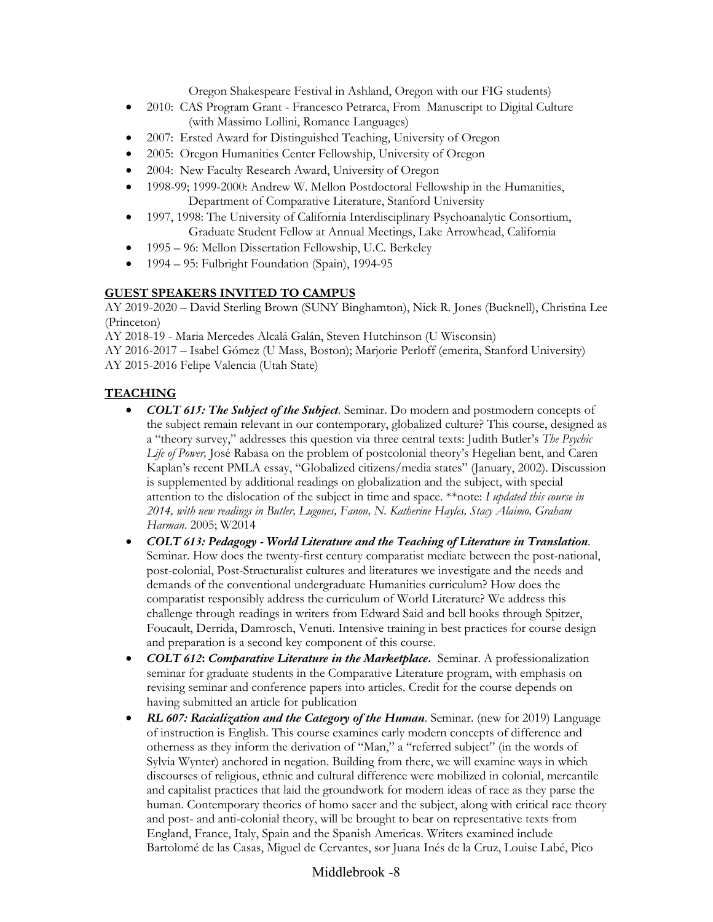Oregon Shakespeare Festival in Ashland, Oregon with our FIG students)

- 2010: CAS Program Grant - Francesco Petrarca, From Manuscript to Digital Culture (with Massimo Lollini, Romance Languages)
- 2007: Ersted Award for Distinguished Teaching, University of Oregon
- 2005: Oregon Humanities Center Fellowship, University of Oregon
- 2004: New Faculty Research Award, University of Oregon
- 1998-99; 1999-2000: Andrew W. Mellon Postdoctoral Fellowship in the Humanities, Department of Comparative Literature, Stanford University
- 1997, 1998: The University of California Interdisciplinary Psychoanalytic Consortium, Graduate Student Fellow at Annual Meetings, Lake Arrowhead, California
- 1995 – 96: Mellon Dissertation Fellowship, U.C. Berkeley
- 1994 – 95: Fulbright Foundation (Spain), 1994-95

## GUEST SPEAKERS INVITED TO CAMPUS

AY 2019-2020 – David Sterling Brown (SUNY Binghamton), Nick R. Jones (Bucknell), Christina Lee (Princeton)

AY 2018-19 - Maria Mercedes Alcalá Galán, Steven Hutchinson (U Wisconsin)

AY 2016-2017 – Isabel Gómez (U Mass, Boston); Marjorie Perloff (emerita, Stanford University)

AY 2015-2016 Felipe Valencia (Utah State)

## TEACHING

- ***COLT 615: The Subject of the Subject***. Seminar. Do modern and postmodern concepts of the subject remain relevant in our contemporary, globalized culture? This course, designed as a "theory survey," addresses this question via three central texts: Judith Butler's *The Psychic Life of Power,* José Rabasa on the problem of postcolonial theory's Hegelian bent, and Caren Kaplan's recent PMLA essay, "Globalized citizens/media states" (January, 2002). Discussion is supplemented by additional readings on globalization and the subject, with special attention to the dislocation of the subject in time and space. **note: *I updated this course in 2014, with new readings in Butler, Lugones, Fanon, N. Katherine Hayles, Stacy Alaimo, Graham Harman*. 2005; W2014
- ***COLT 613: Pedagogy - World Literature and the Teaching of Literature in Translation***. Seminar. How does the twenty-first century comparatist mediate between the post-national, post-colonial, Post-Structuralist cultures and literatures we investigate and the needs and demands of the conventional undergraduate Humanities curriculum? How does the comparatist responsibly address the curriculum of World Literature? We address this challenge through readings in writers from Edward Said and bell hooks through Spitzer, Foucault, Derrida, Damrosch, Venuti. Intensive training in best practices for course design and preparation is a second key component of this course.
- ***COLT 612: Comparative Literature in the Marketplace***. Seminar. A professionalization seminar for graduate students in the Comparative Literature program, with emphasis on revising seminar and conference papers into articles. Credit for the course depends on having submitted an article for publication
- ***RL 607: Racialization and the Category of the Human***. Seminar. (new for 2019) Language of instruction is English. This course examines early modern concepts of difference and otherness as they inform the derivation of "Man," a "referred subject" (in the words of Sylvia Wynter) anchored in negation. Building from there, we will examine ways in which discourses of religious, ethnic and cultural difference were mobilized in colonial, mercantile and capitalist practices that laid the groundwork for modern ideas of race as they parse the human. Contemporary theories of homo sacer and the subject, along with critical race theory and post- and anti-colonial theory, will be brought to bear on representative texts from England, France, Italy, Spain and the Spanish Americas. Writers examined include Bartolomé de las Casas, Miguel de Cervantes, sor Juana Inés de la Cruz, Louise Labé, Pico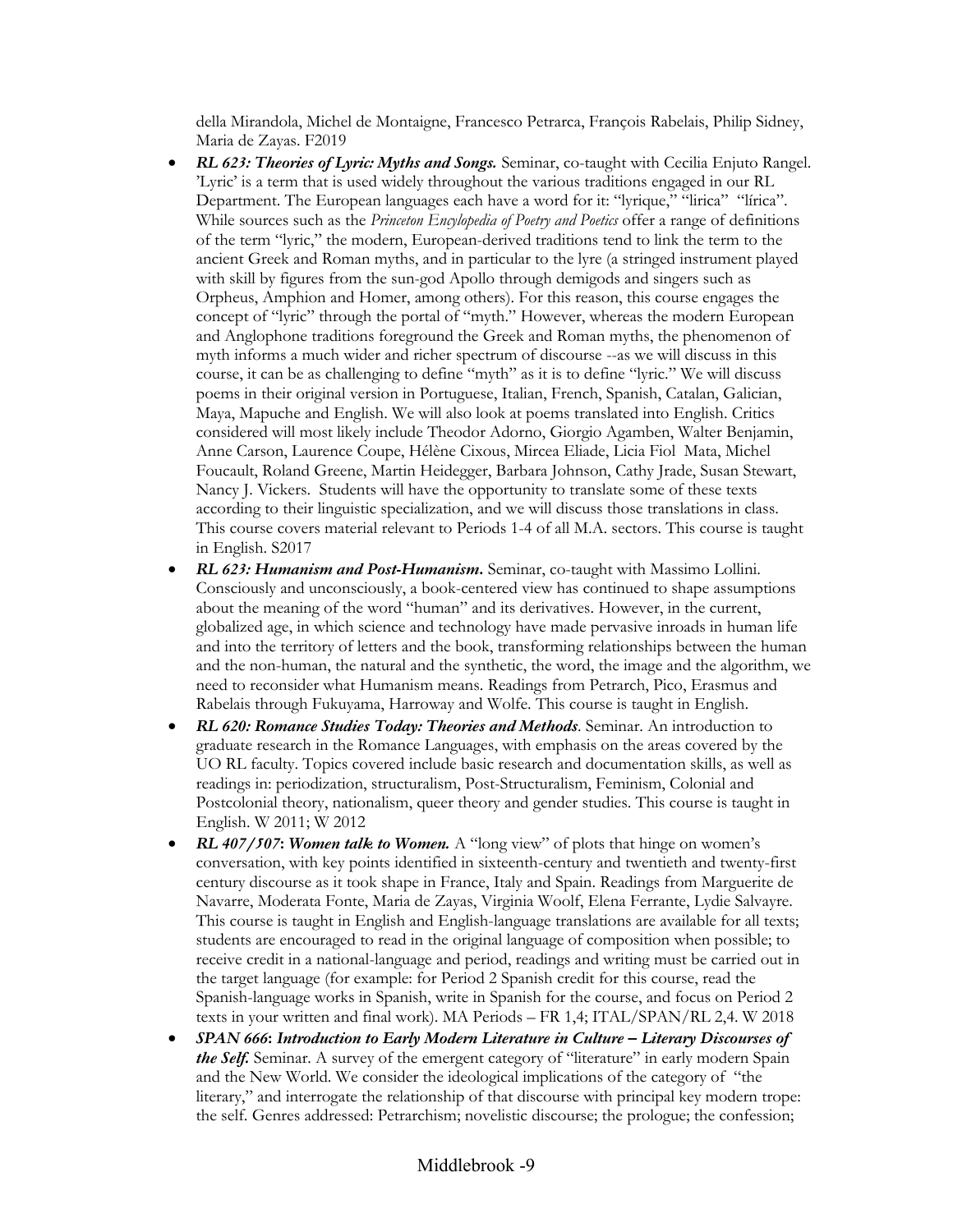della Mirandola, Michel de Montaigne, Francesco Petrarca, François Rabelais, Philip Sidney, Maria de Zayas. F2019

- ***RL 623: Theories of Lyric: Myths and Songs.*** Seminar, co-taught with Cecilia Enjuto Rangel. 'Lyric' is a term that is used widely throughout the various traditions engaged in our RL Department. The European languages each have a word for it: "lyrique," "lirica" "lírica". While sources such as the *Princeton Encylopedia of Poetry and Poetics* offer a range of definitions of the term "lyric," the modern, European-derived traditions tend to link the term to the ancient Greek and Roman myths, and in particular to the lyre (a stringed instrument played with skill by figures from the sun-god Apollo through demigods and singers such as Orpheus, Amphion and Homer, among others). For this reason, this course engages the concept of "lyric" through the portal of "myth." However, whereas the modern European and Anglophone traditions foreground the Greek and Roman myths, the phenomenon of myth informs a much wider and richer spectrum of discourse --as we will discuss in this course, it can be as challenging to define "myth" as it is to define "lyric." We will discuss poems in their original version in Portuguese, Italian, French, Spanish, Catalan, Galician, Maya, Mapuche and English. We will also look at poems translated into English. Critics considered will most likely include Theodor Adorno, Giorgio Agamben, Walter Benjamin, Anne Carson, Laurence Coupe, Hélène Cixous, Mircea Eliade, Licia Fiol Mata, Michel Foucault, Roland Greene, Martin Heidegger, Barbara Johnson, Cathy Jrade, Susan Stewart, Nancy J. Vickers. Students will have the opportunity to translate some of these texts according to their linguistic specialization, and we will discuss those translations in class. This course covers material relevant to Periods 1-4 of all M.A. sectors. This course is taught in English. S2017
- ***RL 623: Humanism and Post-Humanism.*** Seminar, co-taught with Massimo Lollini. Consciously and unconsciously, a book-centered view has continued to shape assumptions about the meaning of the word "human" and its derivatives. However, in the current, globalized age, in which science and technology have made pervasive inroads in human life and into the territory of letters and the book, transforming relationships between the human and the non-human, the natural and the synthetic, the word, the image and the algorithm, we need to reconsider what Humanism means. Readings from Petrarch, Pico, Erasmus and Rabelais through Fukuyama, Harroway and Wolfe. This course is taught in English.
- ***RL 620: Romance Studies Today: Theories and Methods***. Seminar. An introduction to graduate research in the Romance Languages, with emphasis on the areas covered by the UO RL faculty. Topics covered include basic research and documentation skills, as well as readings in: periodization, structuralism, Post-Structuralism, Feminism, Colonial and Postcolonial theory, nationalism, queer theory and gender studies. This course is taught in English. W 2011; W 2012
- ***RL 407/507*: *Women talk to Women.*** A "long view" of plots that hinge on women's conversation, with key points identified in sixteenth-century and twentieth and twenty-first century discourse as it took shape in France, Italy and Spain. Readings from Marguerite de Navarre, Moderata Fonte, Maria de Zayas, Virginia Woolf, Elena Ferrante, Lydie Salvayre. This course is taught in English and English-language translations are available for all texts; students are encouraged to read in the original language of composition when possible; to receive credit in a national-language and period, readings and writing must be carried out in the target language (for example: for Period 2 Spanish credit for this course, read the Spanish-language works in Spanish, write in Spanish for the course, and focus on Period 2 texts in your written and final work). MA Periods – FR 1,4; ITAL/SPAN/RL 2,4. W 2018
- ***SPAN 666*: *Introduction to Early Modern Literature in Culture – Literary Discourses of the Self.*** Seminar. A survey of the emergent category of "literature" in early modern Spain and the New World. We consider the ideological implications of the category of "the literary," and interrogate the relationship of that discourse with principal key modern trope: the self. Genres addressed: Petrarchism; novelistic discourse; the prologue; the confession;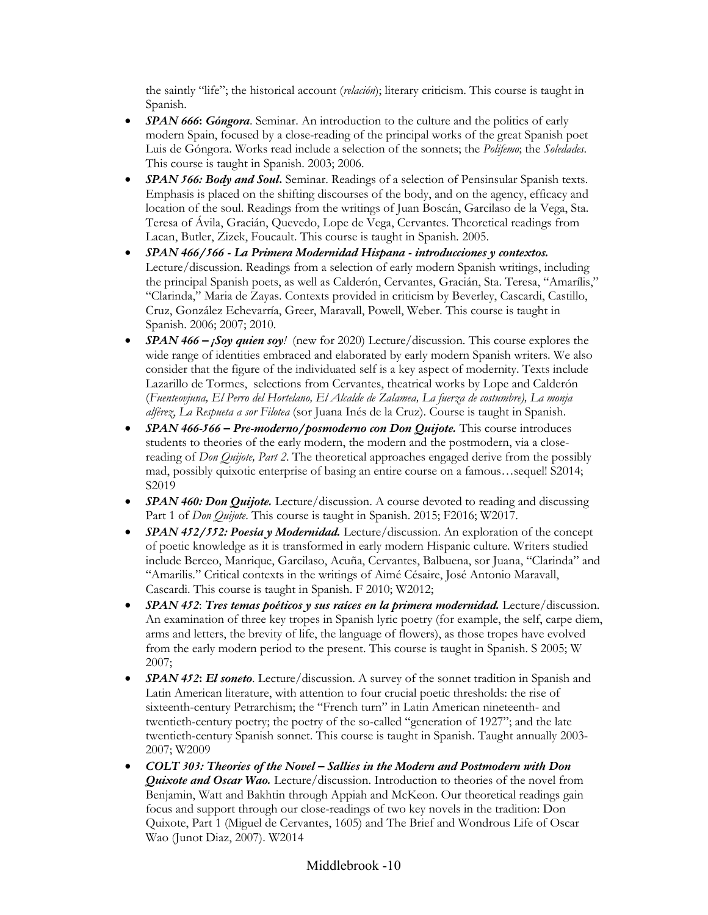the saintly "life"; the historical account (*relación*); literary criticism. This course is taught in Spanish.

- ***SPAN 666*: *Góngora***. Seminar. An introduction to the culture and the politics of early modern Spain, focused by a close-reading of the principal works of the great Spanish poet Luis de Góngora. Works read include a selection of the sonnets; the *Polifemo*; the *Soledades*. This course is taught in Spanish. 2003; 2006.
- ***SPAN 566: Body and Soul***. Seminar. Readings of a selection of Pensinsular Spanish texts. Emphasis is placed on the shifting discourses of the body, and on the agency, efficacy and location of the soul. Readings from the writings of Juan Boscán, Garcilaso de la Vega, Sta. Teresa of Ávila, Gracián, Quevedo, Lope de Vega, Cervantes. Theoretical readings from Lacan, Butler, Zizek, Foucault. This course is taught in Spanish. 2005.
- ***SPAN 466/566 - La Primera Modernidad Hispana - introducciones y contextos.*** Lecture/discussion. Readings from a selection of early modern Spanish writings, including the principal Spanish poets, as well as Calderón, Cervantes, Gracián, Sta. Teresa, "Amarílis," "Clarinda," Maria de Zayas. Contexts provided in criticism by Beverley, Cascardi, Castillo, Cruz, González Echevarría, Greer, Maravall, Powell, Weber. This course is taught in Spanish. 2006; 2007; 2010.
- ***SPAN 466 – ¡Soy quien soy!*** (new for 2020) Lecture/discussion. This course explores the wide range of identities embraced and elaborated by early modern Spanish writers. We also consider that the figure of the individuated self is a key aspect of modernity. Texts include Lazarillo de Tormes, selections from Cervantes, theatrical works by Lope and Calderón (*Fuenteovjuna, El Perro del Hortelano, El Alcalde de Zalamea, La fuerza de costumbre), La monja alférez, La Respueta a sor Filotea* (sor Juana Inés de la Cruz). Course is taught in Spanish.
- ***SPAN 466-566 – Pre-moderno/posmoderno con Don Quijote.*** This course introduces students to theories of the early modern, the modern and the postmodern, via a close-reading of *Don Quijote, Part 2*. The theoretical approaches engaged derive from the possibly mad, possibly quixotic enterprise of basing an entire course on a famous…sequel! S2014; S2019
- ***SPAN 460: Don Quijote.*** Lecture/discussion. A course devoted to reading and discussing Part 1 of *Don Quijote*. This course is taught in Spanish. 2015; F2016; W2017.
- ***SPAN 452/552: Poesía y Modernidad.*** Lecture/discussion. An exploration of the concept of poetic knowledge as it is transformed in early modern Hispanic culture. Writers studied include Berceo, Manrique, Garcilaso, Acuña, Cervantes, Balbuena, sor Juana, "Clarinda" and "Amarilis." Critical contexts in the writings of Aimé Césaire, José Antonio Maravall, Cascardi. This course is taught in Spanish. F 2010; W2012;
- ***SPAN 452*: *Tres temas poéticos y sus raíces en la primera modernidad.*** Lecture/discussion. An examination of three key tropes in Spanish lyric poetry (for example, the self, carpe diem, arms and letters, the brevity of life, the language of flowers), as those tropes have evolved from the early modern period to the present. This course is taught in Spanish. S 2005; W 2007;
- ***SPAN 452*: *El soneto***. Lecture/discussion. A survey of the sonnet tradition in Spanish and Latin American literature, with attention to four crucial poetic thresholds: the rise of sixteenth-century Petrarchism; the "French turn" in Latin American nineteenth- and twentieth-century poetry; the poetry of the so-called "generation of 1927"; and the late twentieth-century Spanish sonnet. This course is taught in Spanish. Taught annually 2003-2007; W2009
- ***COLT 303: Theories of the Novel – Sallies in the Modern and Postmodern with Don Quixote and Oscar Wao.*** Lecture/discussion. Introduction to theories of the novel from Benjamin, Watt and Bakhtin through Appiah and McKeon. Our theoretical readings gain focus and support through our close-readings of two key novels in the tradition: Don Quixote, Part 1 (Miguel de Cervantes, 1605) and The Brief and Wondrous Life of Oscar Wao (Junot Diaz, 2007). W2014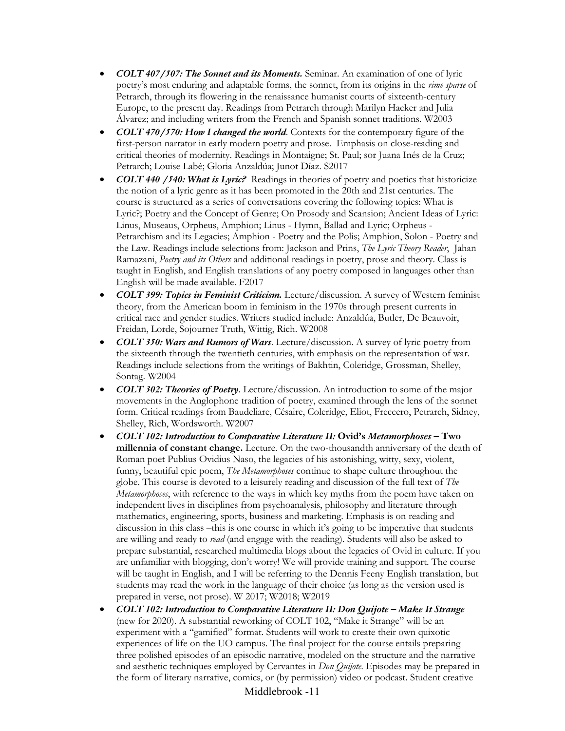- ***COLT 407/507: The Sonnet and its Moments.*** Seminar. An examination of one of lyric poetry's most enduring and adaptable forms, the sonnet, from its origins in the *rime sparse* of Petrarch, through its flowering in the renaissance humanist courts of sixteenth-century Europe, to the present day. Readings from Petrarch through Marilyn Hacker and Julia Álvarez; and including writers from the French and Spanish sonnet traditions. W2003
- ***COLT 470/570: How I changed the world***. Contexts for the contemporary figure of the first-person narrator in early modern poetry and prose. Emphasis on close-reading and critical theories of modernity. Readings in Montaigne; St. Paul; sor Juana Inés de la Cruz; Petrarch; Louise Labé; Gloria Anzaldúa; Junot Díaz. S2017
- ***COLT 440 /540: What is Lyric?*** Readings in theories of poetry and poetics that historicize the notion of a lyric genre as it has been promoted in the 20th and 21st centuries. The course is structured as a series of conversations covering the following topics: What is Lyric?; Poetry and the Concept of Genre; On Prosody and Scansion; Ancient Ideas of Lyric: Linus, Museaus, Orpheus, Amphion; Linus - Hymn, Ballad and Lyric; Orpheus - Petrarchism and its Legacies; Amphion - Poetry and the Polis; Amphion, Solon - Poetry and the Law. Readings include selections from: Jackson and Prins, *The Lyric Theory Reader*, Jahan Ramazani, *Poetry and its Others* and additional readings in poetry, prose and theory. Class is taught in English, and English translations of any poetry composed in languages other than English will be made available. F2017
- ***COLT 399: Topics in Feminist Criticism.*** Lecture/discussion. A survey of Western feminist theory, from the American boom in feminism in the 1970s through present currents in critical race and gender studies. Writers studied include: Anzaldúa, Butler, De Beauvoir, Freidan, Lorde, Sojourner Truth, Wittig, Rich. W2008
- ***COLT 350: Wars and Rumors of Wars***. Lecture/discussion. A survey of lyric poetry from the sixteenth through the twentieth centuries, with emphasis on the representation of war. Readings include selections from the writings of Bakhtin, Coleridge, Grossman, Shelley, Sontag. W2004
- ***COLT 302: Theories of Poetry***. Lecture/discussion. An introduction to some of the major movements in the Anglophone tradition of poetry, examined through the lens of the sonnet form. Critical readings from Baudeliare, Césaire, Coleridge, Eliot, Freccero, Petrarch, Sidney, Shelley, Rich, Wordsworth. W2007
- ***COLT 102: Introduction to Comparative Literature II:* Ovid's *Metamorphoses* – Two millennia of constant change.** Lecture. On the two-thousandth anniversary of the death of Roman poet Publius Ovidius Naso, the legacies of his astonishing, witty, sexy, violent, funny, beautiful epic poem, *The Metamorphoses* continue to shape culture throughout the globe. This course is devoted to a leisurely reading and discussion of the full text of *The Metamorphoses*, with reference to the ways in which key myths from the poem have taken on independent lives in disciplines from psychoanalysis, philosophy and literature through mathematics, engineering, sports, business and marketing. Emphasis is on reading and discussion in this class –this is one course in which it's going to be imperative that students are willing and ready to *read* (and engage with the reading). Students will also be asked to prepare substantial, researched multimedia blogs about the legacies of Ovid in culture. If you are unfamiliar with blogging, don't worry! We will provide training and support. The course will be taught in English, and I will be referring to the Dennis Feeny English translation, but students may read the work in the language of their choice (as long as the version used is prepared in verse, not prose). W 2017; W2018; W2019
- ***COLT 102: Introduction to Comparative Literature II: Don Quijote – Make It Strange*** (new for 2020). A substantial reworking of COLT 102, "Make it Strange" will be an experiment with a "gamified" format. Students will work to create their own quixotic experiences of life on the UO campus. The final project for the course entails preparing three polished episodes of an episodic narrative, modeled on the structure and the narrative and aesthetic techniques employed by Cervantes in *Don Quijote.* Episodes may be prepared in the form of literary narrative, comics, or (by permission) video or podcast. Student creative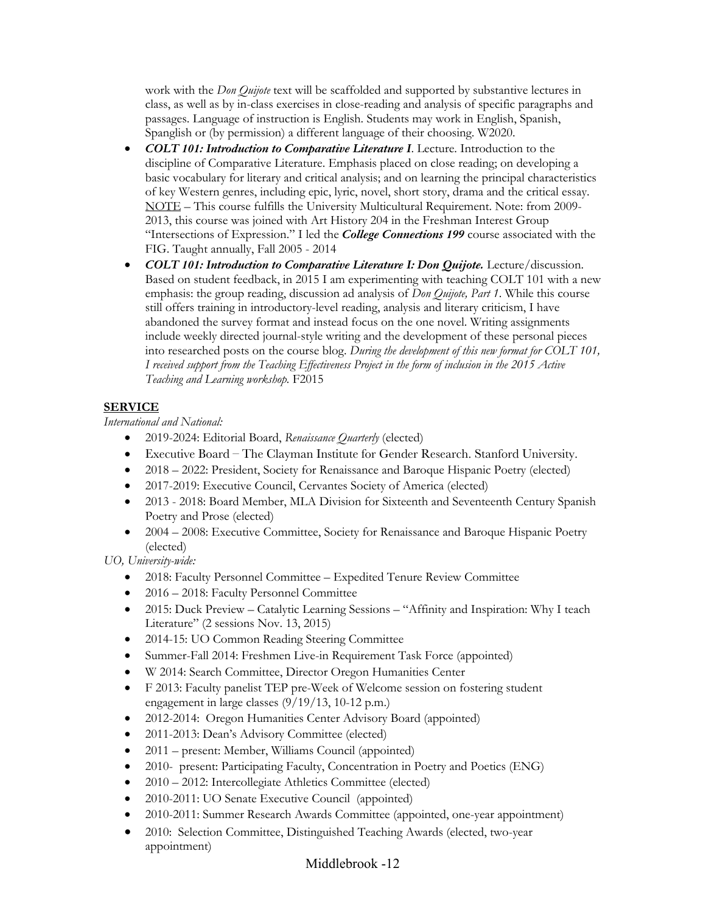work with the *Don Quijote* text will be scaffolded and supported by substantive lectures in class, as well as by in-class exercises in close-reading and analysis of specific paragraphs and passages. Language of instruction is English. Students may work in English, Spanish, Spanglish or (by permission) a different language of their choosing. W2020.

- ***COLT 101: Introduction to Comparative Literature I***. Lecture. Introduction to the discipline of Comparative Literature. Emphasis placed on close reading; on developing a basic vocabulary for literary and critical analysis; and on learning the principal characteristics of key Western genres, including epic, lyric, novel, short story, drama and the critical essay. <u>NOTE</u> – This course fulfills the University Multicultural Requirement. Note: from 2009-2013, this course was joined with Art History 204 in the Freshman Interest Group "Intersections of Expression." I led the ***College Connections 199*** course associated with the FIG. Taught annually, Fall 2005 - 2014
- ***COLT 101: Introduction to Comparative Literature I: Don Quijote.*** Lecture/discussion. Based on student feedback, in 2015 I am experimenting with teaching COLT 101 with a new emphasis: the group reading, discussion ad analysis of *Don Quijote, Part 1*. While this course still offers training in introductory-level reading, analysis and literary criticism, I have abandoned the survey format and instead focus on the one novel. Writing assignments include weekly directed journal-style writing and the development of these personal pieces into researched posts on the course blog. *During the development of this new format for COLT 101, I received support from the Teaching Effectiveness Project in the form of inclusion in the 2015 Active Teaching and Learning workshop.* F2015

## SERVICE

*International and National:*

- 2019-2024: Editorial Board, *Renaissance Quarterly* (elected)
- Executive Board – The Clayman Institute for Gender Research. Stanford University.
- 2018 – 2022: President, Society for Renaissance and Baroque Hispanic Poetry (elected)
- 2017-2019: Executive Council, Cervantes Society of America (elected)
- 2013 - 2018: Board Member, MLA Division for Sixteenth and Seventeenth Century Spanish Poetry and Prose (elected)
- 2004 – 2008: Executive Committee, Society for Renaissance and Baroque Hispanic Poetry (elected)

*UO, University-wide:*

- 2018: Faculty Personnel Committee – Expedited Tenure Review Committee
- 2016 – 2018: Faculty Personnel Committee
- 2015: Duck Preview – Catalytic Learning Sessions – "Affinity and Inspiration: Why I teach Literature" (2 sessions Nov. 13, 2015)
- 2014-15: UO Common Reading Steering Committee
- Summer-Fall 2014: Freshmen Live-in Requirement Task Force (appointed)
- W 2014: Search Committee, Director Oregon Humanities Center
- F 2013: Faculty panelist TEP pre-Week of Welcome session on fostering student engagement in large classes (9/19/13, 10-12 p.m.)
- 2012-2014: Oregon Humanities Center Advisory Board (appointed)
- 2011-2013: Dean's Advisory Committee (elected)
- 2011 – present: Member, Williams Council (appointed)
- 2010- present: Participating Faculty, Concentration in Poetry and Poetics (ENG)
- 2010 – 2012: Intercollegiate Athletics Committee (elected)
- 2010-2011: UO Senate Executive Council (appointed)
- 2010-2011: Summer Research Awards Committee (appointed, one-year appointment)
- 2010: Selection Committee, Distinguished Teaching Awards (elected, two-year appointment)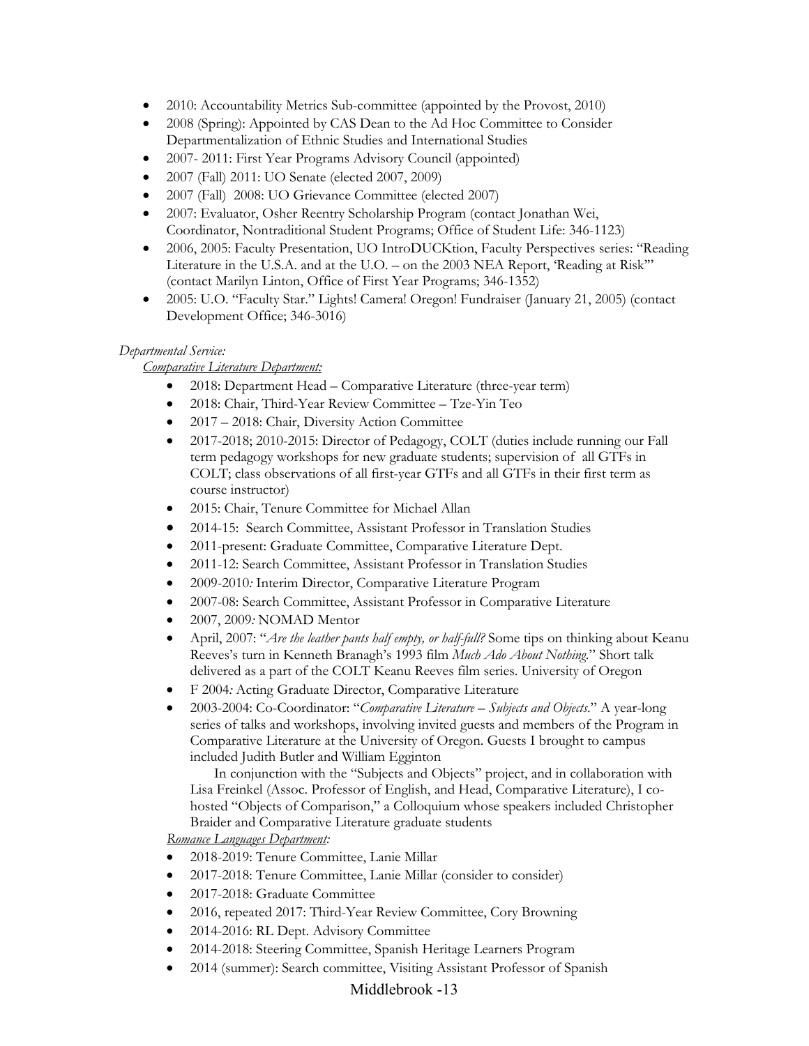- 2010: Accountability Metrics Sub-committee (appointed by the Provost, 2010)
- 2008 (Spring): Appointed by CAS Dean to the Ad Hoc Committee to Consider Departmentalization of Ethnic Studies and International Studies
- 2007- 2011: First Year Programs Advisory Council (appointed)
- 2007 (Fall) 2011: UO Senate (elected 2007, 2009)
- 2007 (Fall) 2008: UO Grievance Committee (elected 2007)
- 2007: Evaluator, Osher Reentry Scholarship Program (contact Jonathan Wei, Coordinator, Nontraditional Student Programs; Office of Student Life: 346-1123)
- 2006, 2005: Faculty Presentation, UO IntroDUCKtion, Faculty Perspectives series: "Reading Literature in the U.S.A. and at the U.O. – on the 2003 NEA Report, 'Reading at Risk'" (contact Marilyn Linton, Office of First Year Programs; 346-1352)
- 2005: U.O. "Faculty Star." Lights! Camera! Oregon! Fundraiser (January 21, 2005) (contact Development Office; 346-3016)

*Departmental Service:*

*Comparative Literature Department:*

- 2018: Department Head – Comparative Literature (three-year term)
- 2018: Chair, Third-Year Review Committee – Tze-Yin Teo
- 2017 – 2018: Chair, Diversity Action Committee
- 2017-2018; 2010-2015: Director of Pedagogy, COLT (duties include running our Fall term pedagogy workshops for new graduate students; supervision of all GTFs in COLT; class observations of all first-year GTFs and all GTFs in their first term as course instructor)
- 2015: Chair, Tenure Committee for Michael Allan
- 2014-15: Search Committee, Assistant Professor in Translation Studies
- 2011-present: Graduate Committee, Comparative Literature Dept.
- 2011-12: Search Committee, Assistant Professor in Translation Studies
- 2009-2010*:* Interim Director, Comparative Literature Program
- 2007-08: Search Committee, Assistant Professor in Comparative Literature
- 2007, 2009*:* NOMAD Mentor
- April, 2007: "*Are the leather pants half empty, or half-full?* Some tips on thinking about Keanu Reeves's turn in Kenneth Branagh's 1993 film *Much Ado About Nothing*." Short talk delivered as a part of the COLT Keanu Reeves film series. University of Oregon
- F 2004*:* Acting Graduate Director, Comparative Literature
- 2003-2004: Co-Coordinator: "*Comparative Literature – Subjects and Objects*." A year-long series of talks and workshops, involving invited guests and members of the Program in Comparative Literature at the University of Oregon. Guests I brought to campus included Judith Butler and William Egginton

  In conjunction with the "Subjects and Objects" project, and in collaboration with Lisa Freinkel (Assoc. Professor of English, and Head, Comparative Literature), I co-hosted "Objects of Comparison," a Colloquium whose speakers included Christopher Braider and Comparative Literature graduate students

*Romance Languages Department:*

- 2018-2019: Tenure Committee, Lanie Millar
- 2017-2018: Tenure Committee, Lanie Millar (consider to consider)
- 2017-2018: Graduate Committee
- 2016, repeated 2017: Third-Year Review Committee, Cory Browning
- 2014-2016: RL Dept. Advisory Committee
- 2014-2018: Steering Committee, Spanish Heritage Learners Program
- 2014 (summer): Search committee, Visiting Assistant Professor of Spanish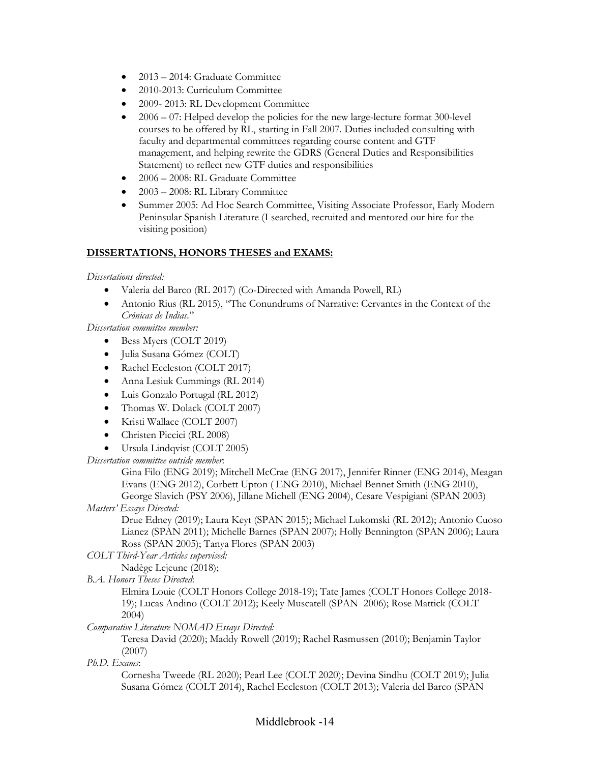- 2013 – 2014: Graduate Committee
- 2010-2013: Curriculum Committee
- 2009- 2013: RL Development Committee
- 2006 – 07: Helped develop the policies for the new large-lecture format 300-level courses to be offered by RL, starting in Fall 2007. Duties included consulting with faculty and departmental committees regarding course content and GTF management, and helping rewrite the GDRS (General Duties and Responsibilities Statement) to reflect new GTF duties and responsibilities
- 2006 – 2008: RL Graduate Committee
- 2003 – 2008: RL Library Committee
- Summer 2005: Ad Hoc Search Committee, Visiting Associate Professor, Early Modern Peninsular Spanish Literature (I searched, recruited and mentored our hire for the visiting position)

## DISSERTATIONS, HONORS THESES and EXAMS:

*Dissertations directed:*

- Valeria del Barco (RL 2017) (Co-Directed with Amanda Powell, RL)
- Antonio Rius (RL 2015), "The Conundrums of Narrative: Cervantes in the Context of the *Crónicas de Indias*."

*Dissertation committee member:*

- Bess Myers (COLT 2019)
- Julia Susana Gómez (COLT)
- Rachel Eccleston (COLT 2017)
- Anna Lesiuk Cummings (RL 2014)
- Luis Gonzalo Portugal (RL 2012)
- Thomas W. Dolack (COLT 2007)
- Kristi Wallace (COLT 2007)
- Christen Piccici (RL 2008)
- Ursula Lindqvist (COLT 2005)

*Dissertation committee outside member*:

Gina Filo (ENG 2019); Mitchell McCrae (ENG 2017), Jennifer Rinner (ENG 2014), Meagan Evans (ENG 2012), Corbett Upton ( ENG 2010), Michael Bennet Smith (ENG 2010), George Slavich (PSY 2006), Jillane Michell (ENG 2004), Cesare Vespigiani (SPAN 2003)

*Masters' Essays Directed:*

Drue Edney (2019); Laura Keyt (SPAN 2015); Michael Lukomski (RL 2012); Antonio Cuoso Lianez (SPAN 2011); Michelle Barnes (SPAN 2007); Holly Bennington (SPAN 2006); Laura Ross (SPAN 2005); Tanya Flores (SPAN 2003)

*COLT Third-Year Articles supervised:*

Nadège Lejeune (2018);

*B.A. Honors Theses Directed*:

Elmira Louie (COLT Honors College 2018-19); Tate James (COLT Honors College 2018-19); Lucas Andino (COLT 2012); Keely Muscatell (SPAN 2006); Rose Mattick (COLT 2004)

*Comparative Literature NOMAD Essays Directed:*

Teresa David (2020); Maddy Rowell (2019); Rachel Rasmussen (2010); Benjamin Taylor (2007)

*Ph.D. Exams*:

Cornesha Tweede (RL 2020); Pearl Lee (COLT 2020); Devina Sindhu (COLT 2019); Julia Susana Gómez (COLT 2014), Rachel Eccleston (COLT 2013); Valeria del Barco (SPAN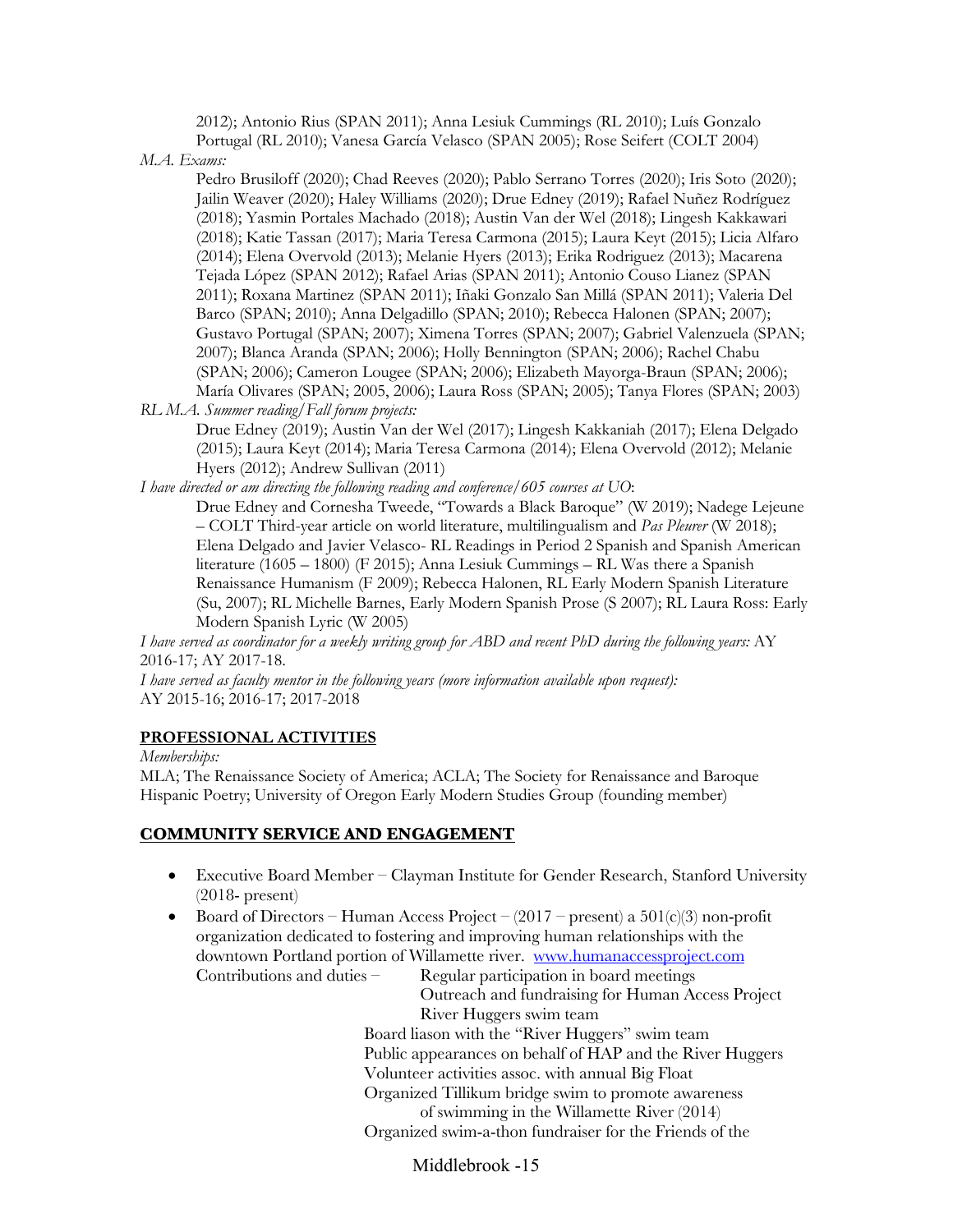2012); Antonio Rius (SPAN 2011); Anna Lesiuk Cummings (RL 2010); Luís Gonzalo Portugal (RL 2010); Vanesa García Velasco (SPAN 2005); Rose Seifert (COLT 2004)

*M.A. Exams:*

Pedro Brusiloff (2020); Chad Reeves (2020); Pablo Serrano Torres (2020); Iris Soto (2020); Jailin Weaver (2020); Haley Williams (2020); Drue Edney (2019); Rafael Nuñez Rodríguez (2018); Yasmin Portales Machado (2018); Austin Van der Wel (2018); Lingesh Kakkawari (2018); Katie Tassan (2017); Maria Teresa Carmona (2015); Laura Keyt (2015); Licia Alfaro (2014); Elena Overvold (2013); Melanie Hyers (2013); Erika Rodriguez (2013); Macarena Tejada López (SPAN 2012); Rafael Arias (SPAN 2011); Antonio Couso Lianez (SPAN 2011); Roxana Martinez (SPAN 2011); Iñaki Gonzalo San Millá (SPAN 2011); Valeria Del Barco (SPAN; 2010); Anna Delgadillo (SPAN; 2010); Rebecca Halonen (SPAN; 2007); Gustavo Portugal (SPAN; 2007); Ximena Torres (SPAN; 2007); Gabriel Valenzuela (SPAN; 2007); Blanca Aranda (SPAN; 2006); Holly Bennington (SPAN; 2006); Rachel Chabu (SPAN; 2006); Cameron Lougee (SPAN; 2006); Elizabeth Mayorga-Braun (SPAN; 2006); María Olivares (SPAN; 2005, 2006); Laura Ross (SPAN; 2005); Tanya Flores (SPAN; 2003)

*RL M.A. Summer reading/Fall forum projects:*

Drue Edney (2019); Austin Van der Wel (2017); Lingesh Kakkaniah (2017); Elena Delgado (2015); Laura Keyt (2014); Maria Teresa Carmona (2014); Elena Overvold (2012); Melanie Hyers (2012); Andrew Sullivan (2011)

*I have directed or am directing the following reading and conference/605 courses at UO*:

Drue Edney and Cornesha Tweede, "Towards a Black Baroque" (W 2019); Nadege Lejeune – COLT Third-year article on world literature, multilingualism and *Pas Pleurer* (W 2018); Elena Delgado and Javier Velasco- RL Readings in Period 2 Spanish and Spanish American literature (1605 – 1800) (F 2015); Anna Lesiuk Cummings – RL Was there a Spanish Renaissance Humanism (F 2009); Rebecca Halonen, RL Early Modern Spanish Literature (Su, 2007); RL Michelle Barnes, Early Modern Spanish Prose (S 2007); RL Laura Ross: Early Modern Spanish Lyric (W 2005)

*I have served as coordinator for a weekly writing group for ABD and recent PhD during the following years:* AY 2016-17; AY 2017-18.

*I have served as faculty mentor in the following years (more information available upon request):* AY 2015-16; 2016-17; 2017-2018

## PROFESSIONAL ACTIVITIES

*Memberships:*

MLA; The Renaissance Society of America; ACLA; The Society for Renaissance and Baroque Hispanic Poetry; University of Oregon Early Modern Studies Group (founding member)

## COMMUNITY SERVICE AND ENGAGEMENT

- Executive Board Member – Clayman Institute for Gender Research, Stanford University (2018- present)
- Board of Directors – Human Access Project – (2017 – present) a 501(c)(3) non-profit organization dedicated to fostering and improving human relationships with the downtown Portland portion of Willamette river. [www.humanaccessproject.com](www.humanaccessproject.com)

  Contributions and duties –
  - Regular participation in board meetings
  - Outreach and fundraising for Human Access Project River Huggers swim team
  - Board liason with the "River Huggers" swim team
  - Public appearances on behalf of HAP and the River Huggers
  - Volunteer activities assoc. with annual Big Float
  - Organized Tillikum bridge swim to promote awareness of swimming in the Willamette River (2014)
  - Organized swim-a-thon fundraiser for the Friends of the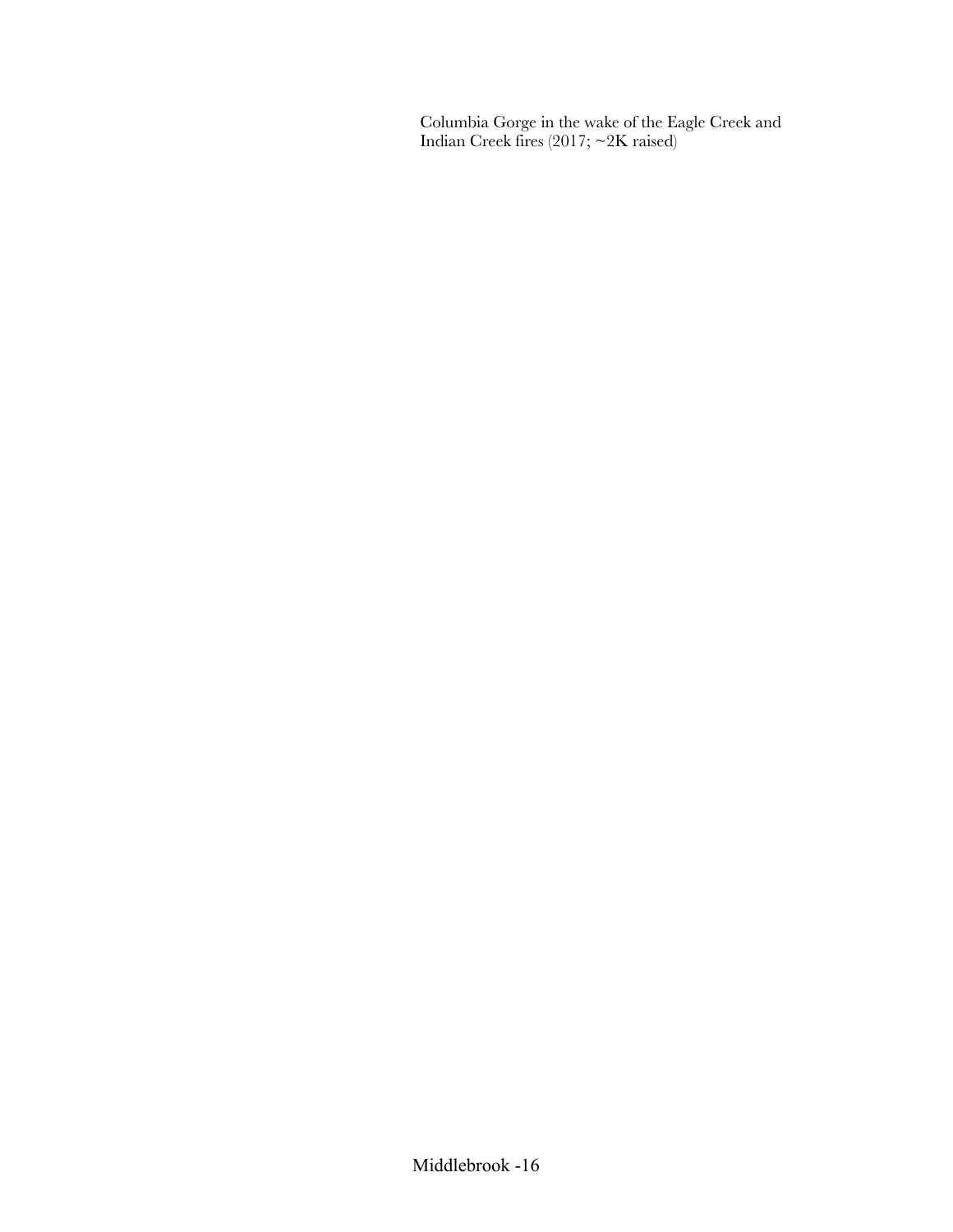Columbia Gorge in the wake of the Eagle Creek and Indian Creek fires (2017; ~2K raised)